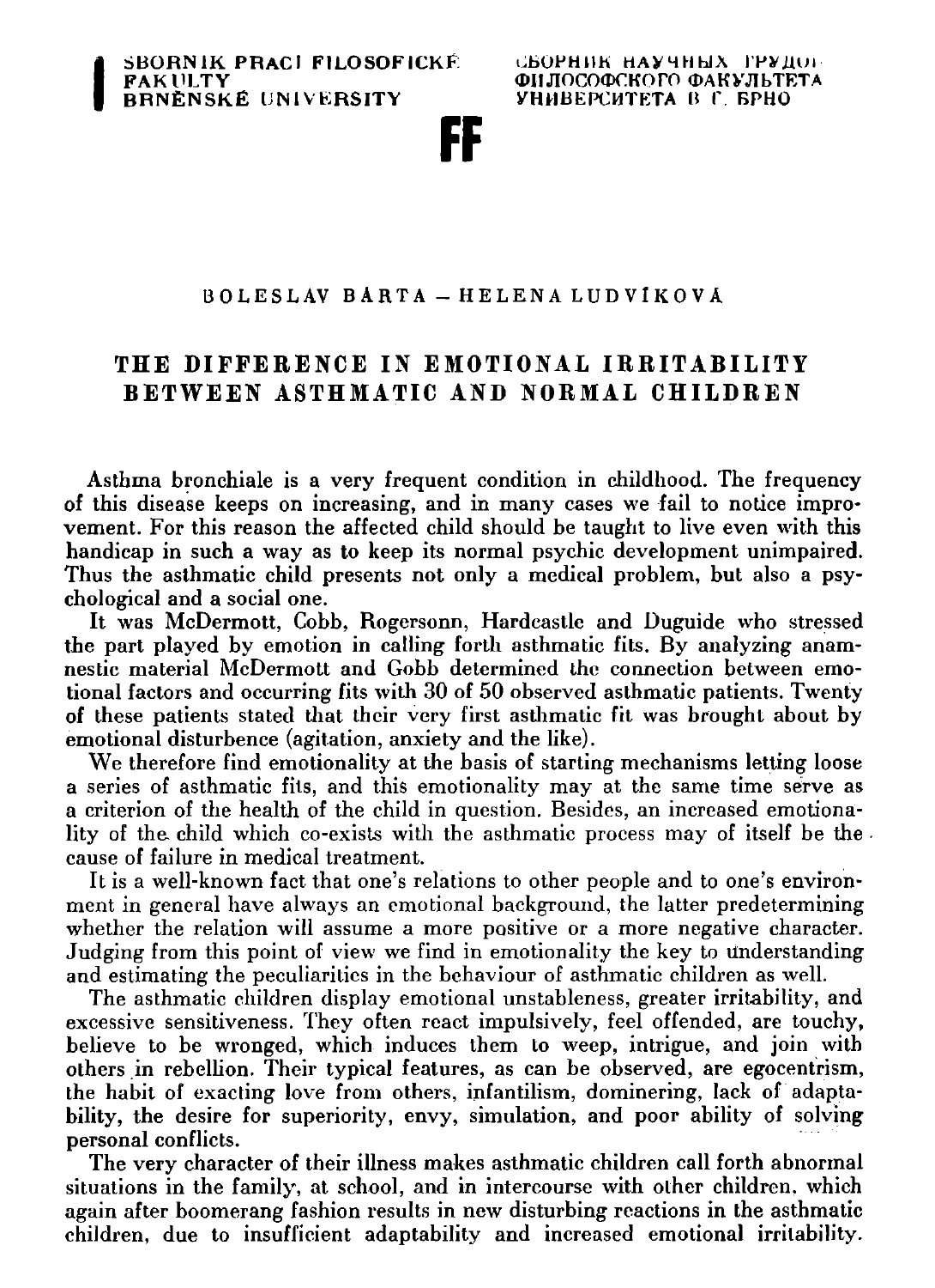BOLESLAV BÁRTA – HELENA LUDVÍKOVÁ

# THE DIFFERENCE IN EMOTIONAL IRRITABILITY BETWEEN ASTHMATIC AND NORMAL CHILDREN

Asthma bronchiale is a very frequent condition in childhood. The frequency of this disease keeps on increasing, and in many cases we fail to notice improvement. For this reason the affected child should be taught to live even with this handicap in such a way as to keep its normal psychic development unimpaired. Thus the asthmatic child presents not only a medical problem, but also a psychological and a social one.

It was McDermott, Cobb, Rogersonn, Hardcastle and Duguide who stressed the part played by emotion in calling forth asthmatic fits. By analyzing anamnestic material McDermott and Gobb determined the connection between emotional factors and occurring fits with 30 of 50 observed asthmatic patients. Twenty of these patients stated that their very first asthmatic fit was brought about by emotional disturbence (agitation, anxiety and the like).

We therefore find emotionality at the basis of starting mechanisms letting loose a series of asthmatic fits, and this emotionality may at the same time serve as a criterion of the health of the child in question. Besides, an increased emotionality of the child which co-exists with the asthmatic process may of itself be the cause of failure in medical treatment.

It is a well-known fact that one's relations to other people and to one's environment in general have always an emotional background, the latter predetermining whether the relation will assume a more positive or a more negative character. Judging from this point of view we find in emotionality the key to understanding and estimating the peculiarities in the behaviour of asthmatic children as well.

The asthmatic children display emotional unstableness, greater irritability, and excessive sensitiveness. They often react impulsively, feel offended, are touchy, believe to be wronged, which induces them to weep, intrigue, and join with others in rebellion. Their typical features, as can be observed, are egocentrism, the habit of exacting love from others, infantilism, dominering, lack of adaptability, the desire for superiority, envy, simulation, and poor ability of solving personal conflicts.

The very character of their illness makes asthmatic children call forth abnormal situations in the family, at school, and in intercourse with other children, which again after boomerang fashion results in new disturbing reactions in the asthmatic children, due to insufficient adaptability and increased emotional irritability.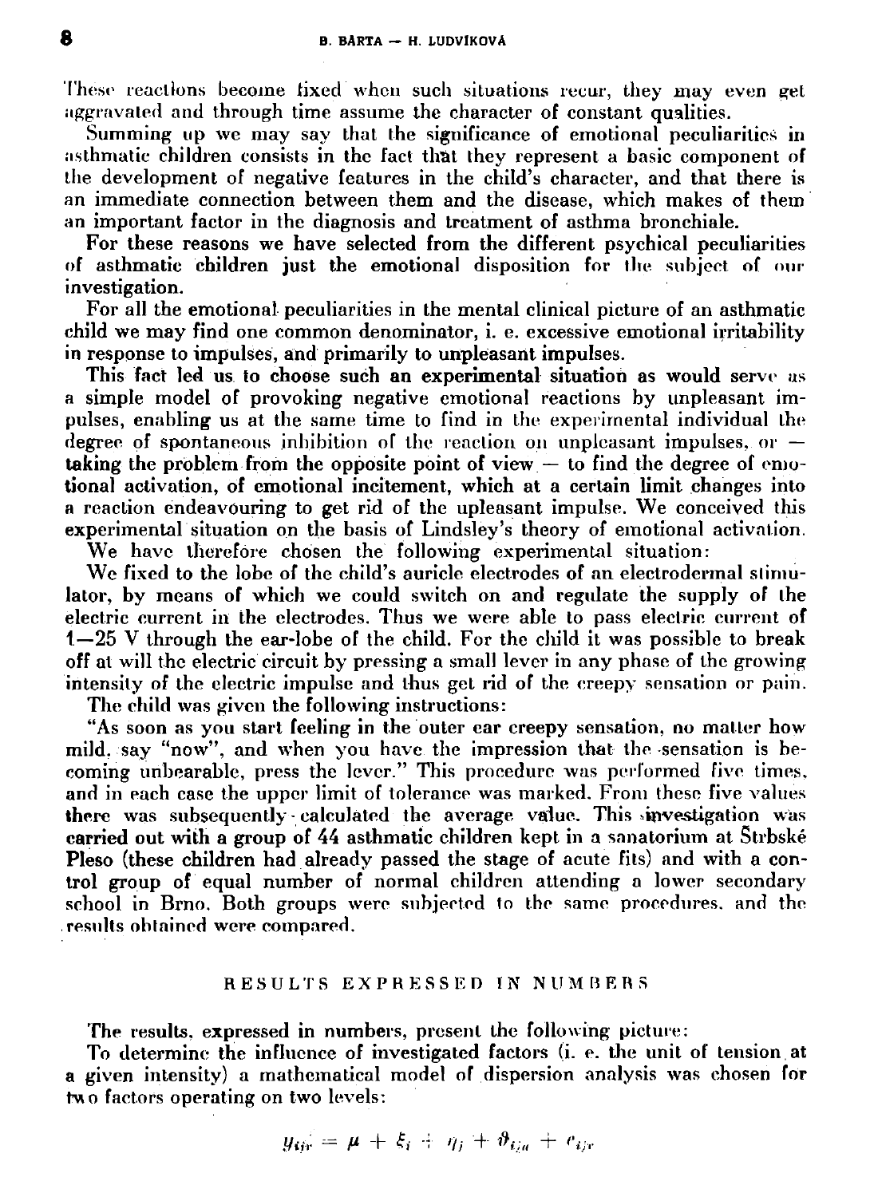These reactions become fixed when such situations recur, they may even get aggravated and through time assume the character of constant qualities.

Summing up we may say that the significance of emotional peculiarities in asthmatic children consists in the fact that they represent a basic component of the development of negative features in the child's character, and that there is an immediate connection between them and the disease, which makes of them an important factor in the diagnosis and treatment of asthma bronchiale.

For these reasons we have selected from the different psychical peculiarities of asthmatic children just the emotional disposition for the subject of our investigation.

For all the emotional peculiarities in the mental clinical picture of an asthmatic child we may find one common denominator, i. e. excessive emotional irritability in response to impulses, and primarily to unpleasant impulses.

This fact led us to choose such an experimental situation as would serve as a simple model of provoking negative emotional reactions by unpleasant impulses, enabling us at the same time to find in the experimental individual the degree of spontaneous inhibition of the reaction on unpleasant impulses, or — taking the problem from the opposite point of view — to find the degree of emotional activation, of emotional incitement, which at a certain limit changes into a reaction endeavouring to get rid of the upleasant impulse. We conceived this experimental situation on the basis of Lindsley's theory of emotional activation.

We have therefore chosen the following experimental situation:

We fixed to the lobe of the child's auricle electrodes of an electrodermal stimulator, by means of which we could switch on and regulate the supply of the electric current in the electrodes. Thus we were able to pass electric current of 1—25 V through the ear-lobe of the child. For the child it was possible to break off at will the electric circuit by pressing a small lever in any phase of the growing intensity of the electric impulse and thus get rid of the creepy sensation or pain.

The child was given the following instructions:

"As soon as you start feeling in the outer ear creepy sensation, no matter how mild, say "now", and when you have the impression that the sensation is becoming unbearable, press the lever." This procedure was performed five times, and in each case the upper limit of tolerance was marked. From these five values there was subsequently calculated the average value. This investigation was carried out with a group of 44 asthmatic children kept in a sanatorium at Štrbské Pleso (these children had already passed the stage of acute fits) and with a control group of equal number of normal children attending a lower secondary school in Brno. Both groups were subjected to the same procedures, and the results obtained were compared.

## RESULTS EXPRESSED IN NUMBERS

The results, expressed in numbers, present the following picture:

To determine the influence of investigated factors (i. e. the unit of tension at a given intensity) a mathematical model of dispersion analysis was chosen for two factors operating on two levels:

$$y_{ijr} = \mu + \xi_i + \eta_j + \vartheta_{ij\alpha} + e_{ijr}$$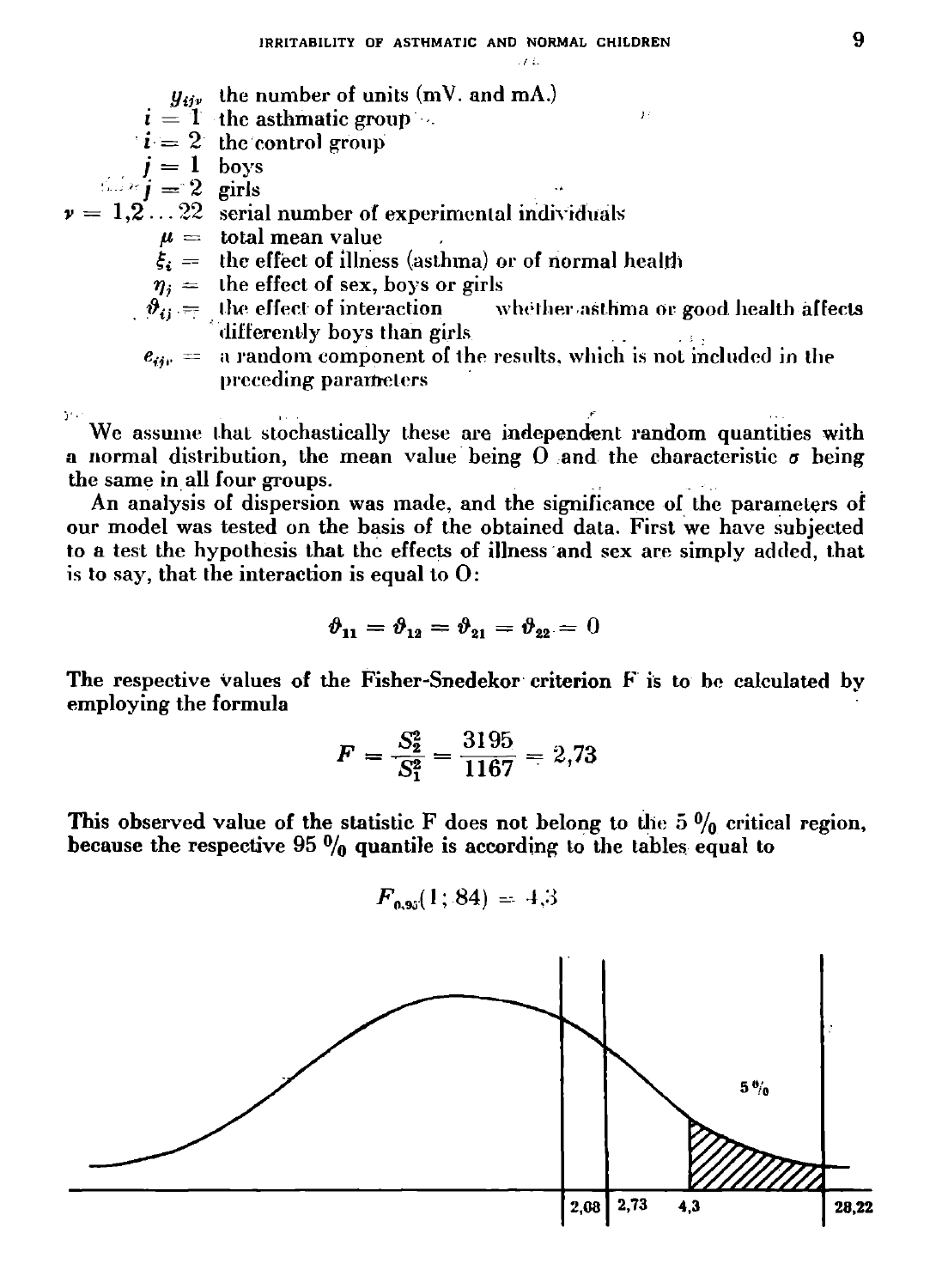$y_{ij\nu}$ the number of units (mV. and mA.)

$i = 1$ the asthmatic group

$i = 2$ the control group

$j = 1$ boys

$j = 2$ girls

$\nu = 1,2 \ldots 22$ serial number of experimental individuals

$\mu =$ total mean value

$\xi_i =$ the effect of illness (asthma) or of normal health

$\eta_j =$ the effect of sex, boys or girls

$\vartheta_{ij} =$ the effect of interaction whether asthma or good health affects differently boys than girls

$e_{ij\nu} =$ a random component of the results, which is not included in the preceding parameters

We assume that stochastically these are independent random quantities with a normal distribution, the mean value being O and the characteristic $\sigma$ being the same in all four groups.

An analysis of dispersion was made, and the significance of the parameters of our model was tested on the basis of the obtained data. First we have subjected to a test the hypothesis that the effects of illness and sex are simply added, that is to say, that the interaction is equal to O:

$$\vartheta_{11} = \vartheta_{12} = \vartheta_{21} = \vartheta_{22} = 0$$

The respective values of the Fisher-Snedekor criterion F is to be calculated by employing the formula

$$F = \frac{S_2^2}{S_1^2} = \frac{3195}{1167} = 2{,}73$$

This observed value of the statistic F does not belong to the 5 % critical region, because the respective 95 % quantile is according to the tables equal to

$$F_{0{,}95}(1;84) = 4{,}3$$

5 %

2,08 | 2,73 | 4,3 | 28,22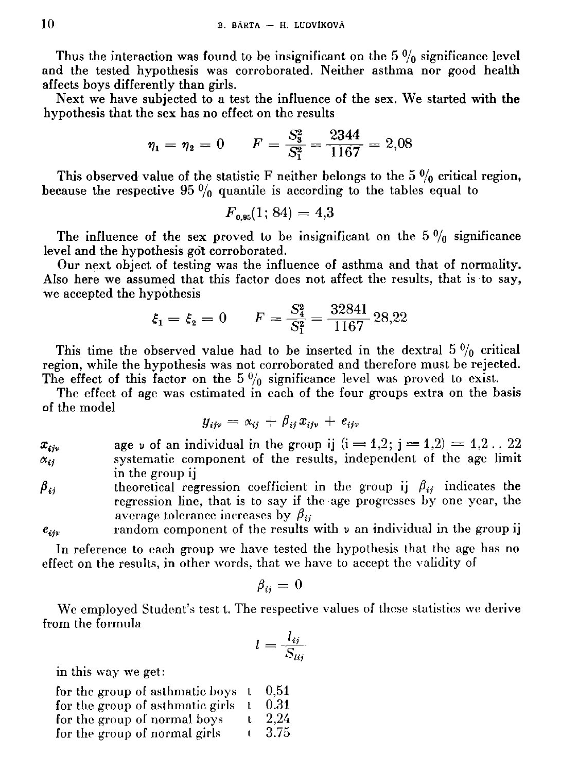Thus the interaction was found to be insignificant on the 5 % significance level and the tested hypothesis was corroborated. Neither asthma nor good health affects boys differently than girls.

Next we have subjected to a test the influence of the sex. We started with the hypothesis that the sex has no effect on the results

$$\eta_1 = \eta_2 = 0 \qquad F = \frac{S_3^2}{S_1^2} = \frac{2344}{1167} = 2{,}08$$

This observed value of the statistic F neither belongs to the 5 % critical region, because the respective 95 % quantile is according to the tables equal to

$$F_{0,95}(1;\, 84) = 4{,}3$$

The influence of the sex proved to be insignificant on the 5 % significance level and the hypothesis got corroborated.

Our next object of testing was the influence of asthma and that of normality. Also here we assumed that this factor does not affect the results, that is to say, we accepted the hypothesis

$$\xi_1 = \xi_2 = 0 \qquad F = \frac{S_4^2}{S_1^2} = \frac{32841}{1167}\, 28{,}22$$

This time the observed value had to be inserted in the dextral 5 % critical region, while the hypothesis was not corroborated and therefore must be rejected. The effect of this factor on the 5 % significance level was proved to exist.

The effect of age was estimated in each of the four groups extra on the basis of the model

$$y_{ij\nu} = \alpha_{ij} + \beta_{ij}\, x_{ij\nu} + e_{ij\nu}$$

- $x_{ij\nu}$ — age $\nu$ of an individual in the group ij ($i = 1,2$; $j = 1,2$) $= 1,2 \ldots 22$
- $\alpha_{ij}$ — systematic component of the results, independent of the age limit in the group ij
- $\beta_{ij}$ — theoretical regression coefficient in the group ij $\beta_{ij}$ indicates the regression line, that is to say if the age progresses by one year, the average tolerance increases by $\beta_{ij}$
- $e_{ij\nu}$ — random component of the results with $\nu$ an individual in the group ij

In reference to each group we have tested the hypothesis that the age has no effect on the results, in other words, that we have to accept the validity of

$$\beta_{ij} = 0$$

We employed Student's test t. The respective values of these statistics we derive from the formula

$$t = \frac{l_{ij}}{S_{lij}}$$

in this way we get:

| | | |
|---|---|---|
| for the group of asthmatic boys | t | 0,51 |
| for the group of asthmatic girls | t | 0,31 |
| for the group of normal boys | t | 2,24 |
| for the group of normal girls | t | 3.75 |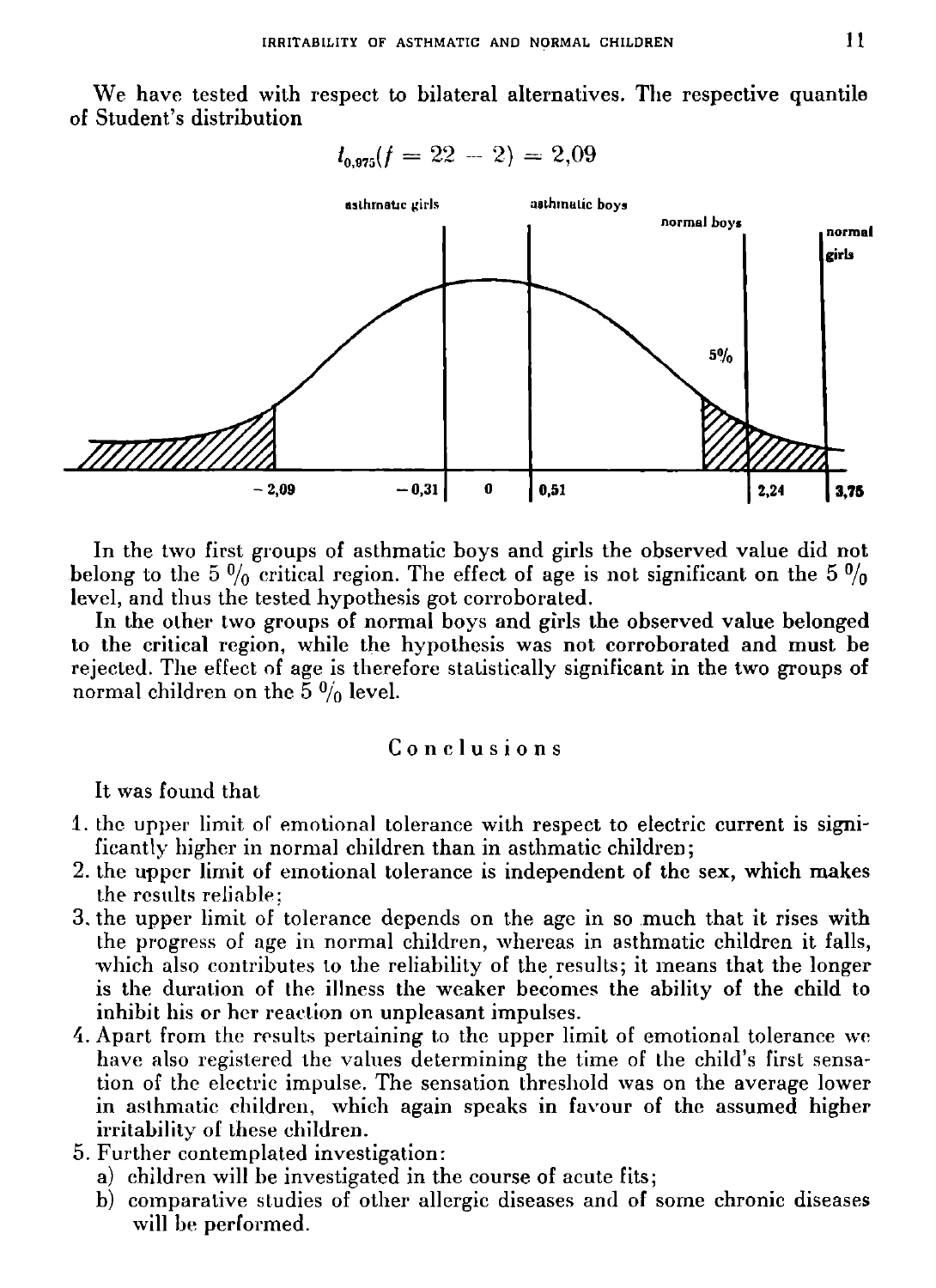We have tested with respect to bilateral alternatives. The respective quantile of Student's distribution

$$t_{0,975}(f = 22 - 2) = 2,09$$

In the two first groups of asthmatic boys and girls the observed value did not belong to the 5 % critical region. The effect of age is not significant on the 5 % level, and thus the tested hypothesis got corroborated.

In the other two groups of normal boys and girls the observed value belonged to the critical region, while the hypothesis was not corroborated and must be rejected. The effect of age is therefore statistically significant in the two groups of normal children on the 5 % level.

## Conclusions

It was found that

1. the upper limit of emotional tolerance with respect to electric current is significantly higher in normal children than in asthmatic children;
2. the upper limit of emotional tolerance is independent of the sex, which makes the results reliable;
3. the upper limit of tolerance depends on the age in so much that it rises with the progress of age in normal children, whereas in asthmatic children it falls, which also contributes to the reliability of the results; it means that the longer is the duration of the illness the weaker becomes the ability of the child to inhibit his or her reaction on unpleasant impulses.
4. Apart from the results pertaining to the upper limit of emotional tolerance we have also registered the values determining the time of the child's first sensation of the electric impulse. The sensation threshold was on the average lower in asthmatic children, which again speaks in favour of the assumed higher irritability of these children.
5. Further contemplated investigation:
   a) children will be investigated in the course of acute fits;
   b) comparative studies of other allergic diseases and of some chronic diseases will be performed.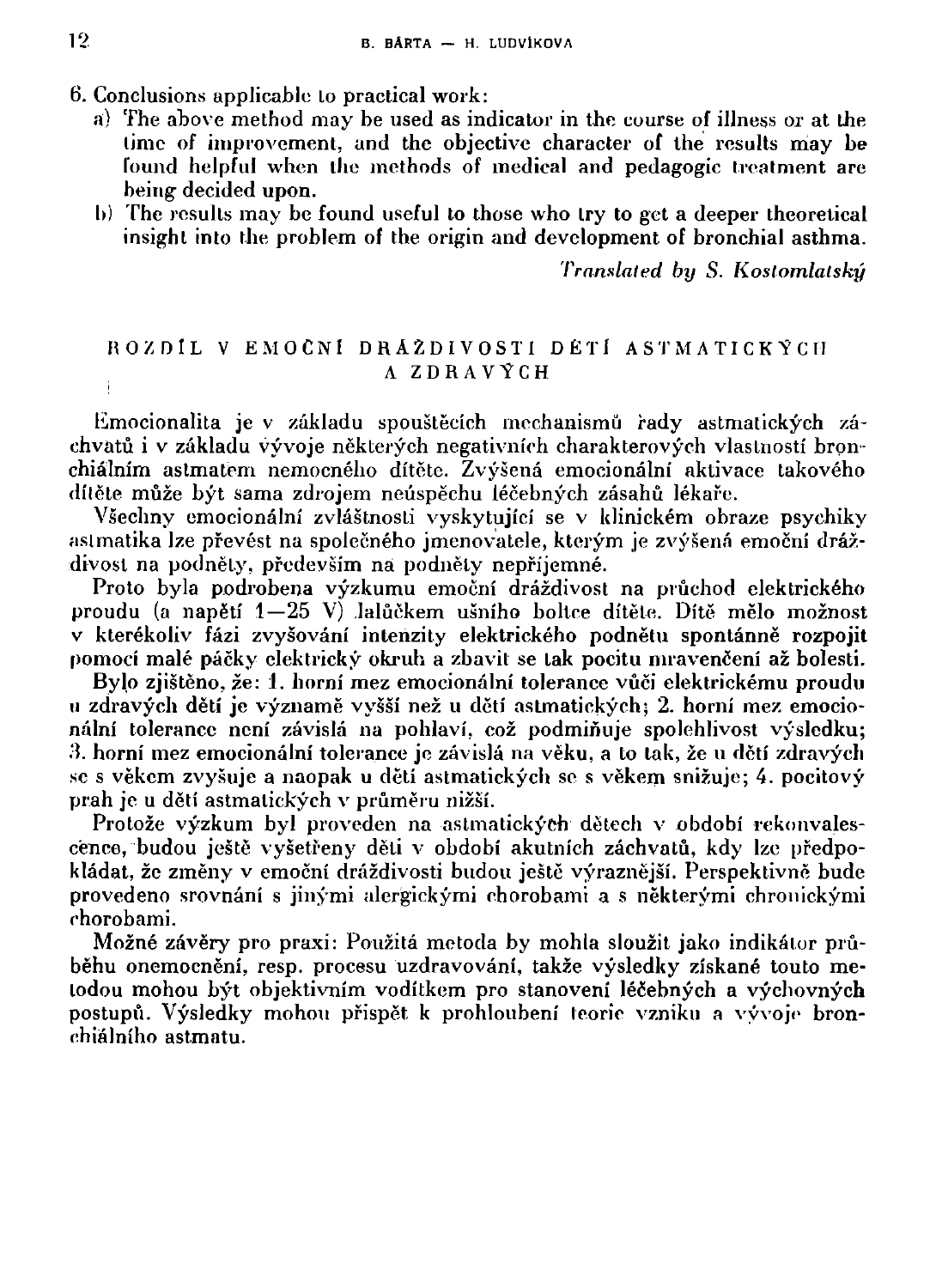6. Conclusions applicable to practical work:
   a) The above method may be used as indicator in the course of illness or at the time of improvement, and the objective character of the results may be found helpful when the methods of medical and pedagogic treatment are being decided upon.
   b) The results may be found useful to those who try to get a deeper theoretical insight into the problem of the origin and development of bronchial asthma.

*Translated by S. Kostomlatský*

## ROZDÍL V EMOČNÍ DRÁŽDIVOSTI DĚTÍ ASTMATICKÝCH A ZDRAVÝCH

Emocionalita je v základu spouštěcích mechanismů řady astmatických záchvatů i v základu vývoje některých negativních charakterových vlastností bronchiálním astmatem nemocného dítěte. Zvýšená emocionální aktivace takového dítěte může být sama zdrojem neúspěchu léčebných zásahů lékaře.

Všechny emocionální zvláštnosti vyskytující se v klinickém obraze psychiky astmatika lze převést na společného jmenovatele, kterým je zvýšená emoční dráždivost na podněty, především na podněty nepříjemné.

Proto byla podrobena výzkumu emoční dráždivost na průchod elektrického proudu (a napětí 1—25 V) lalůčkem ušního boltce dítěte. Dítě mělo možnost v kterékoliv fázi zvyšování intenzity elektrického podnětu spontánně rozpojit pomocí malé páčky elektrický okruh a zbavit se tak pocitu mravenčení až bolesti.

Bylo zjištěno, že: 1. horní mez emocionální tolerance vůči elektrickému proudu u zdravých dětí je významě vyšší než u dětí astmatických; 2. horní mez emocionální tolerance není závislá na pohlaví, což podmiňuje spolehlivost výsledku; 3. horní mez emocionální tolerance je závislá na věku, a to tak, že u dětí zdravých se s věkem zvyšuje a naopak u dětí astmatických se s věkem snižuje; 4. pocitový práh je u dětí astmatických v průměru nižší.

Protože výzkum byl proveden na astmatických dětech v období rekonvalescence, budou ještě vyšetřeny děti v období akutních záchvatů, kdy lze předpokládat, že změny v emoční dráždivosti budou ještě výraznější. Perspektivně bude provedeno srovnání s jinými alergickými chorobami a s některými chronickými chorobami.

Možné závěry pro praxi: Použitá metoda by mohla sloužit jako indikátor průběhu onemocnění, resp. procesu uzdravování, takže výsledky získané touto metodou mohou být objektivním vodítkem pro stanovení léčebných a výchovných postupů. Výsledky mohou přispět k prohloubení teorie vzniku a vývoje bronchiálního astmatu.